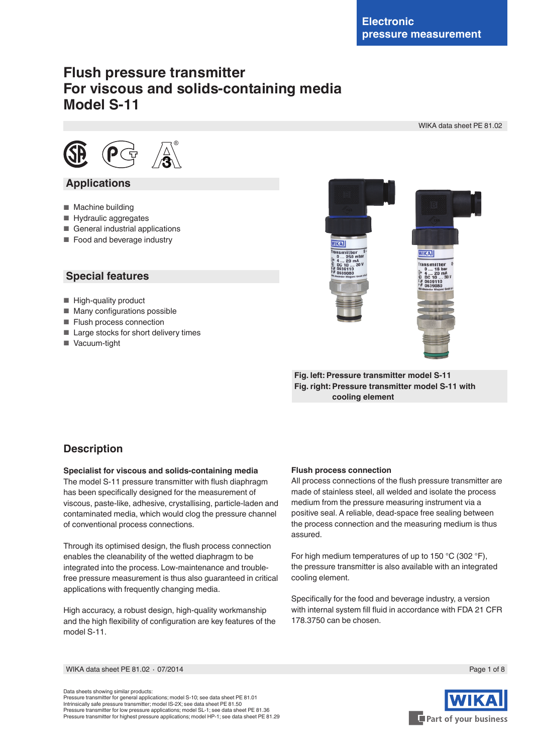Electronic pressure measurement

# Flush pressure transmitter
# For viscous and solids-containing media
# Model S-11

WIKA data sheet PE 81.02

## Applications

- Machine building
- Hydraulic aggregates
- General industrial applications
- Food and beverage industry

## Special features

- High-quality product
- Many configurations possible
- Flush process connection
- Large stocks for short delivery times
- Vacuum-tight

**Fig. left: Pressure transmitter model S-11**
**Fig. right: Pressure transmitter model S-11 with cooling element**

## Description

**Specialist for viscous and solids-containing media**
The model S-11 pressure transmitter with flush diaphragm has been specifically designed for the measurement of viscous, paste-like, adhesive, crystallising, particle-laden and contaminated media, which would clog the pressure channel of conventional process connections.

Through its optimised design, the flush process connection enables the cleanability of the wetted diaphragm to be integrated into the process. Low-maintenance and trouble-free pressure measurement is thus also guaranteed in critical applications with frequently changing media.

High accuracy, a robust design, high-quality workmanship and the high flexibility of configuration are key features of the model S-11.

**Flush process connection**
All process connections of the flush pressure transmitter are made of stainless steel, all welded and isolate the process medium from the pressure measuring instrument via a positive seal. A reliable, dead-space free sealing between the process connection and the measuring medium is thus assured.

For high medium temperatures of up to 150 °C (302 °F), the pressure transmitter is also available with an integrated cooling element.

Specifically for the food and beverage industry, a version with internal system fill fluid in accordance with FDA 21 CFR 178.3750 can be chosen.

WIKA data sheet PE 81.02 · 07/2014

Data sheets showing similar products:
Pressure transmitter for general applications; model S-10; see data sheet PE 81.01
Intrinsically safe pressure transmitter; model IS-2X; see data sheet PE 81.50
Pressure transmitter for low pressure applications; model SL-1; see data sheet PE 81.36
Pressure transmitter for highest pressure applications; model HP-1; see data sheet PE 81.29

WIKA
Part of your business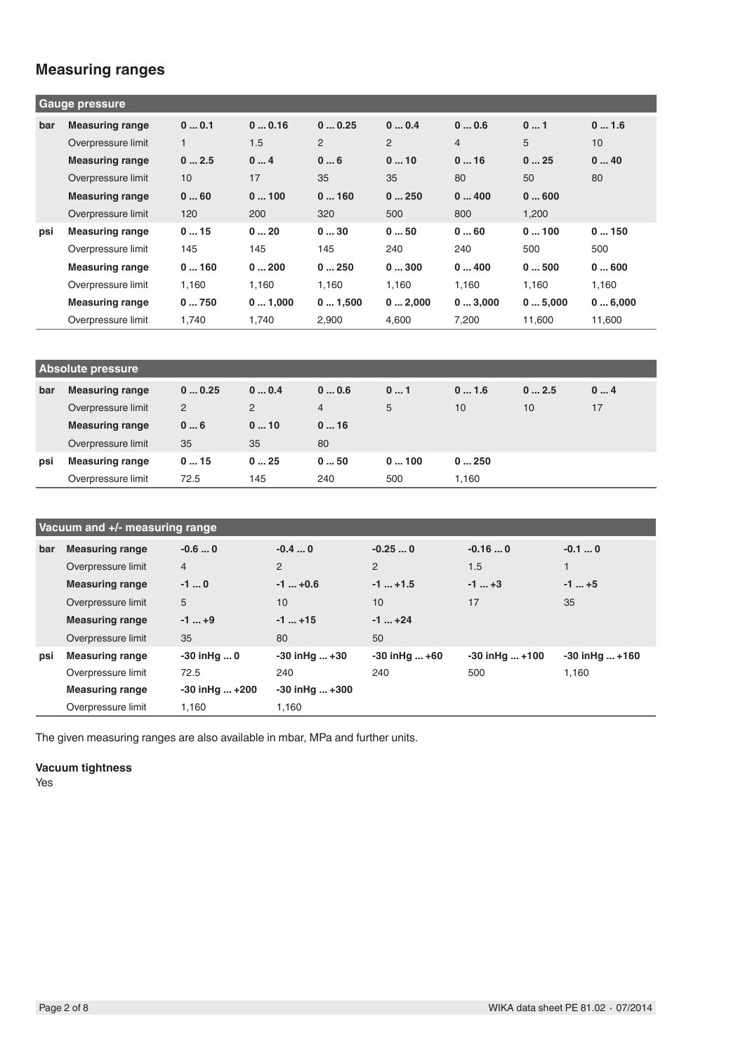## Measuring ranges

| Gauge pressure | | | | | | | | |
|---|---|---|---|---|---|---|---|---|
| bar | **Measuring range** | **0 ... 0.1** | **0 ... 0.16** | **0 ... 0.25** | **0 ... 0.4** | **0 ... 0.6** | **0 ... 1** | **0 ... 1.6** |
| | Overpressure limit | 1 | 1.5 | 2 | 2 | 4 | 5 | 10 |
| | **Measuring range** | **0 ... 2.5** | **0 ... 4** | **0 ... 6** | **0 ... 10** | **0 ... 16** | **0 ... 25** | **0 ... 40** |
| | Overpressure limit | 10 | 17 | 35 | 35 | 80 | 50 | 80 |
| | **Measuring range** | **0 ... 60** | **0 ... 100** | **0 ... 160** | **0 ... 250** | **0 ... 400** | **0 ... 600** | |
| | Overpressure limit | 120 | 200 | 320 | 500 | 800 | 1,200 | |
| psi | **Measuring range** | **0 ... 15** | **0 ... 20** | **0 ... 30** | **0 ... 50** | **0 ... 60** | **0 ... 100** | **0 ... 150** |
| | Overpressure limit | 145 | 145 | 145 | 240 | 240 | 500 | 500 |
| | **Measuring range** | **0 ... 160** | **0 ... 200** | **0 ... 250** | **0 ... 300** | **0 ... 400** | **0 ... 500** | **0 ... 600** |
| | Overpressure limit | 1,160 | 1,160 | 1,160 | 1,160 | 1,160 | 1,160 | 1,160 |
| | **Measuring range** | **0 ... 750** | **0 ... 1,000** | **0 ... 1,500** | **0 ... 2,000** | **0 ... 3,000** | **0 ... 5,000** | **0 ... 6,000** |
| | Overpressure limit | 1,740 | 1,740 | 2,900 | 4,600 | 7,200 | 11,600 | 11,600 |

| Absolute pressure | | | | | | | | |
|---|---|---|---|---|---|---|---|---|
| bar | **Measuring range** | **0 ... 0.25** | **0 ... 0.4** | **0 ... 0.6** | **0 ... 1** | **0 ... 1.6** | **0 ... 2.5** | **0 ... 4** |
| | Overpressure limit | 2 | 2 | 4 | 5 | 10 | 10 | 17 |
| | **Measuring range** | **0 ... 6** | **0 ... 10** | **0 ... 16** | | | | |
| | Overpressure limit | 35 | 35 | 80 | | | | |
| psi | **Measuring range** | **0 ... 15** | **0 ... 25** | **0 ... 50** | **0 ... 100** | **0 ... 250** | | |
| | Overpressure limit | 72.5 | 145 | 240 | 500 | 1,160 | | |

| Vacuum and +/- measuring range | | | | | | |
|---|---|---|---|---|---|---|
| bar | **Measuring range** | **-0.6 ... 0** | **-0.4 ... 0** | **-0.25 ... 0** | **-0.16 ... 0** | **-0.1 ... 0** |
| | Overpressure limit | 4 | 2 | 2 | 1.5 | 1 |
| | **Measuring range** | **-1 ... 0** | **-1 ... +0.6** | **-1 ... +1.5** | **-1 ... +3** | **-1 ... +5** |
| | Overpressure limit | 5 | 10 | 10 | 17 | 35 |
| | **Measuring range** | **-1 ... +9** | **-1 ... +15** | **-1 ... +24** | | |
| | Overpressure limit | 35 | 80 | 50 | | |
| psi | **Measuring range** | **-30 inHg ... 0** | **-30 inHg ... +30** | **-30 inHg ... +60** | **-30 inHg ... +100** | **-30 inHg ... +160** |
| | Overpressure limit | 72.5 | 240 | 240 | 500 | 1,160 |
| | **Measuring range** | **-30 inHg ... +200** | **-30 inHg ... +300** | | | |
| | Overpressure limit | 1,160 | 1,160 | | | |

The given measuring ranges are also available in mbar, MPa and further units.

**Vacuum tightness**

Yes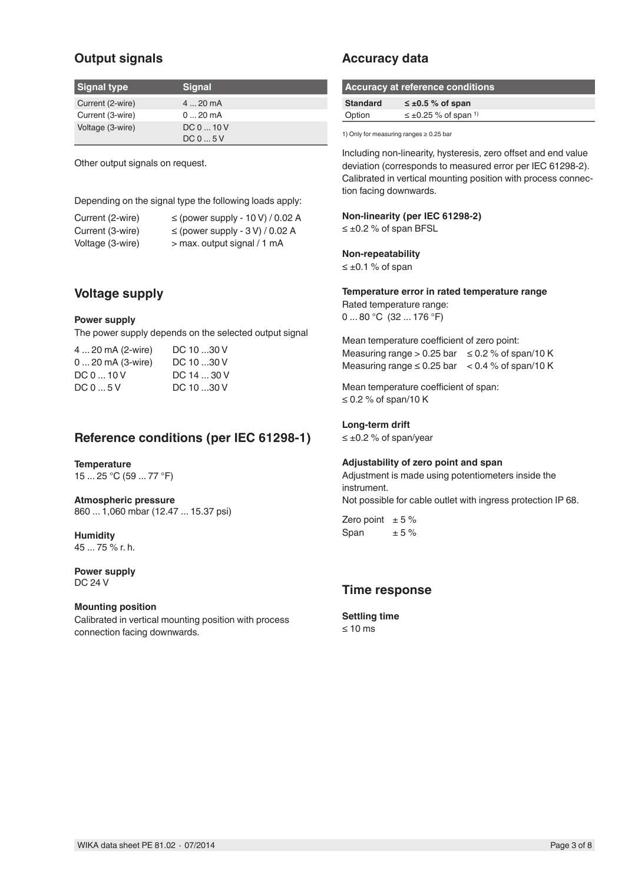## Output signals

| Signal type | Signal |
|---|---|
| Current (2-wire) | 4 ... 20 mA |
| Current (3-wire) | 0 ... 20 mA |
| Voltage (3-wire) | DC 0 ... 10 V<br>DC 0 ... 5 V |

Other output signals on request.

Depending on the signal type the following loads apply:

| | |
|---|---|
| Current (2-wire) | ≤ (power supply - 10 V) / 0.02 A |
| Current (3-wire) | ≤ (power supply - 3 V) / 0.02 A |
| Voltage (3-wire) | > max. output signal / 1 mA |

## Voltage supply

**Power supply**

The power supply depends on the selected output signal

| | |
|---|---|
| 4 ... 20 mA (2-wire) | DC 10 ...30 V |
| 0 ... 20 mA (3-wire) | DC 10 ...30 V |
| DC 0 ... 10 V | DC 14 ... 30 V |
| DC 0 ... 5 V | DC 10 ...30 V |

## Reference conditions (per IEC 61298-1)

**Temperature**

15 ... 25 °C (59 ... 77 °F)

**Atmospheric pressure**

860 ... 1,060 mbar (12.47 ... 15.37 psi)

**Humidity**

45 ... 75 % r. h.

**Power supply**

DC 24 V

**Mounting position**

Calibrated in vertical mounting position with process connection facing downwards.

## Accuracy data

| Accuracy at reference conditions | |
|---|---|
| **Standard** | **≤ ±0.5 % of span** |
| Option | ≤ ±0.25 % of span [1] |

1) Only for measuring ranges ≥ 0.25 bar

Including non-linearity, hysteresis, zero offset and end value deviation (corresponds to measured error per IEC 61298-2). Calibrated in vertical mounting position with process connection facing downwards.

**Non-linearity (per IEC 61298-2)**

≤ ±0.2 % of span BFSL

**Non-repeatability**

≤ ±0.1 % of span

**Temperature error in rated temperature range**

Rated temperature range:
0 ... 80 °C (32 ... 176 °F)

Mean temperature coefficient of zero point:

| | |
|---|---|
| Measuring range > 0.25 bar | ≤ 0.2 % of span/10 K |
| Measuring range ≤ 0.25 bar | < 0.4 % of span/10 K |

Mean temperature coefficient of span:
≤ 0.2 % of span/10 K

**Long-term drift**

≤ ±0.2 % of span/year

**Adjustability of zero point and span**

Adjustment is made using potentiometers inside the instrument.
Not possible for cable outlet with ingress protection IP 68.

| | |
|---|---|
| Zero point | ± 5 % |
| Span | ± 5 % |

## Time response

**Settling time**

≤ 10 ms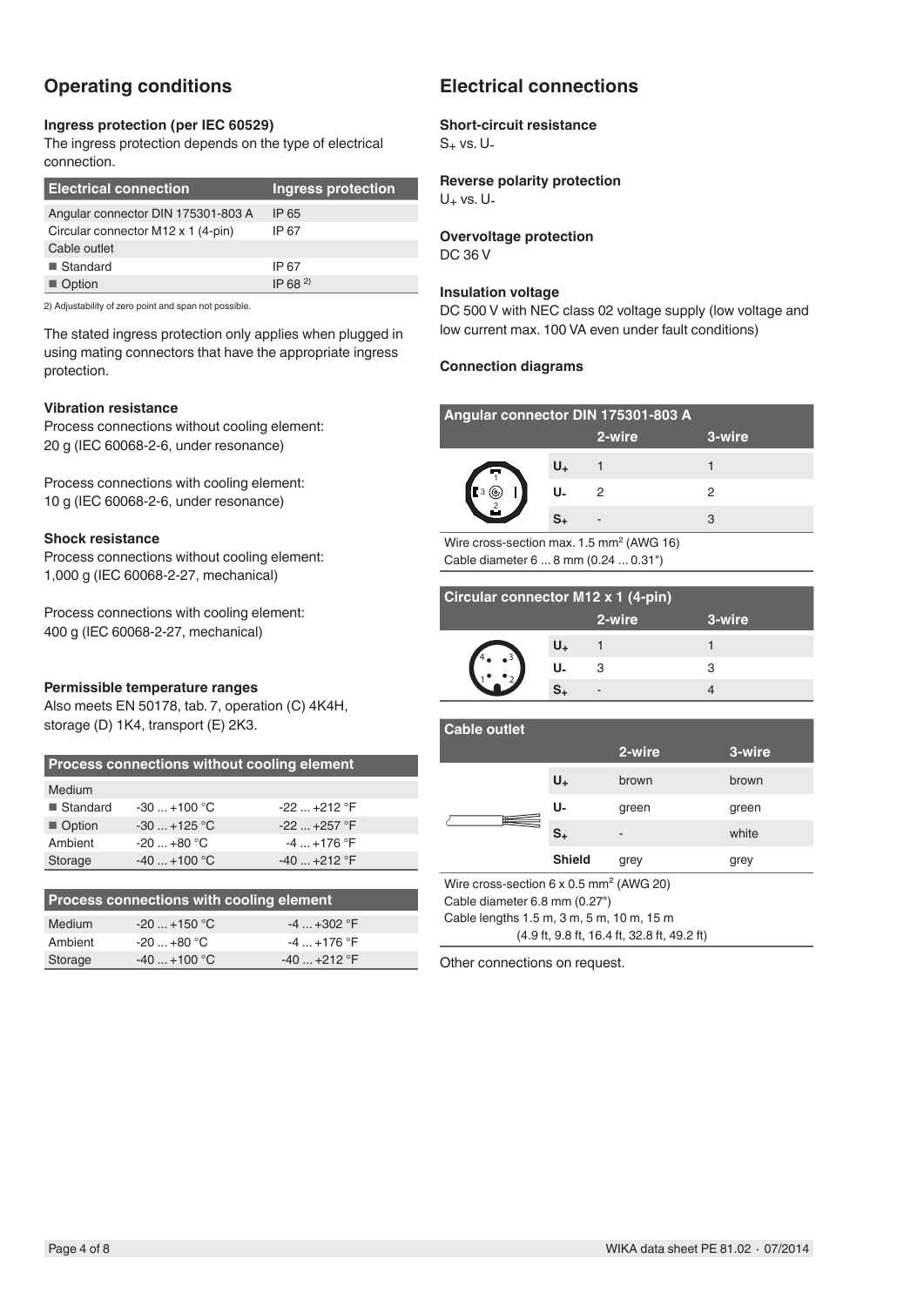## Operating conditions

### Ingress protection (per IEC 60529)

The ingress protection depends on the type of electrical connection.

| Electrical connection | Ingress protection |
|---|---|
| Angular connector DIN 175301-803 A | IP 65 |
| Circular connector M12 x 1 (4-pin) | IP 67 |
| Cable outlet | |
| ■ Standard | IP 67 |
| ■ Option | IP 68 [2)] |

2) Adjustability of zero point and span not possible.

The stated ingress protection only applies when plugged in using mating connectors that have the appropriate ingress protection.

### Vibration resistance

Process connections without cooling element:
20 g (IEC 60068-2-6, under resonance)

Process connections with cooling element:
10 g (IEC 60068-2-6, under resonance)

### Shock resistance

Process connections without cooling element:
1,000 g (IEC 60068-2-27, mechanical)

Process connections with cooling element:
400 g (IEC 60068-2-27, mechanical)

### Permissible temperature ranges

Also meets EN 50178, tab. 7, operation (C) 4K4H, storage (D) 1K4, transport (E) 2K3.

| Process connections without cooling element | | |
|---|---|---|
| Medium | | |
| ■ Standard | -30 ... +100 °C | -22 ... +212 °F |
| ■ Option | -30 ... +125 °C | -22 ... +257 °F |
| Ambient | -20 ... +80 °C | -4 ... +176 °F |
| Storage | -40 ... +100 °C | -40 ... +212 °F |

| Process connections with cooling element | | |
|---|---|---|
| Medium | -20 ... +150 °C | -4 ... +302 °F |
| Ambient | -20 ... +80 °C | -4 ... +176 °F |
| Storage | -40 ... +100 °C | -40 ... +212 °F |

## Electrical connections

### Short-circuit resistance

$S_+$ vs. $U_-$

### Reverse polarity protection

$U_+$ vs. $U_-$

### Overvoltage protection

DC 36 V

### Insulation voltage

DC 500 V with NEC class 02 voltage supply (low voltage and low current max. 100 VA even under fault conditions)

### Connection diagrams

| Angular connector DIN 175301-803 A | 2-wire | 3-wire |
|---|---|---|
| $U_+$ | 1 | 1 |
| $U_-$ | 2 | 2 |
| $S_+$ | - | 3 |

Wire cross-section max. 1.5 mm² (AWG 16)
Cable diameter 6 ... 8 mm (0.24 ... 0.31")

| Circular connector M12 x 1 (4-pin) | 2-wire | 3-wire |
|---|---|---|
| $U_+$ | 1 | 1 |
| $U_-$ | 3 | 3 |
| $S_+$ | - | 4 |

| Cable outlet | 2-wire | 3-wire |
|---|---|---|
| $U_+$ | brown | brown |
| $U_-$ | green | green |
| $S_+$ | - | white |
| Shield | grey | grey |

Wire cross-section 6 x 0.5 mm² (AWG 20)
Cable diameter 6.8 mm (0.27")
Cable lengths 1.5 m, 3 m, 5 m, 10 m, 15 m
(4.9 ft, 9.8 ft, 16.4 ft, 32.8 ft, 49.2 ft)

Other connections on request.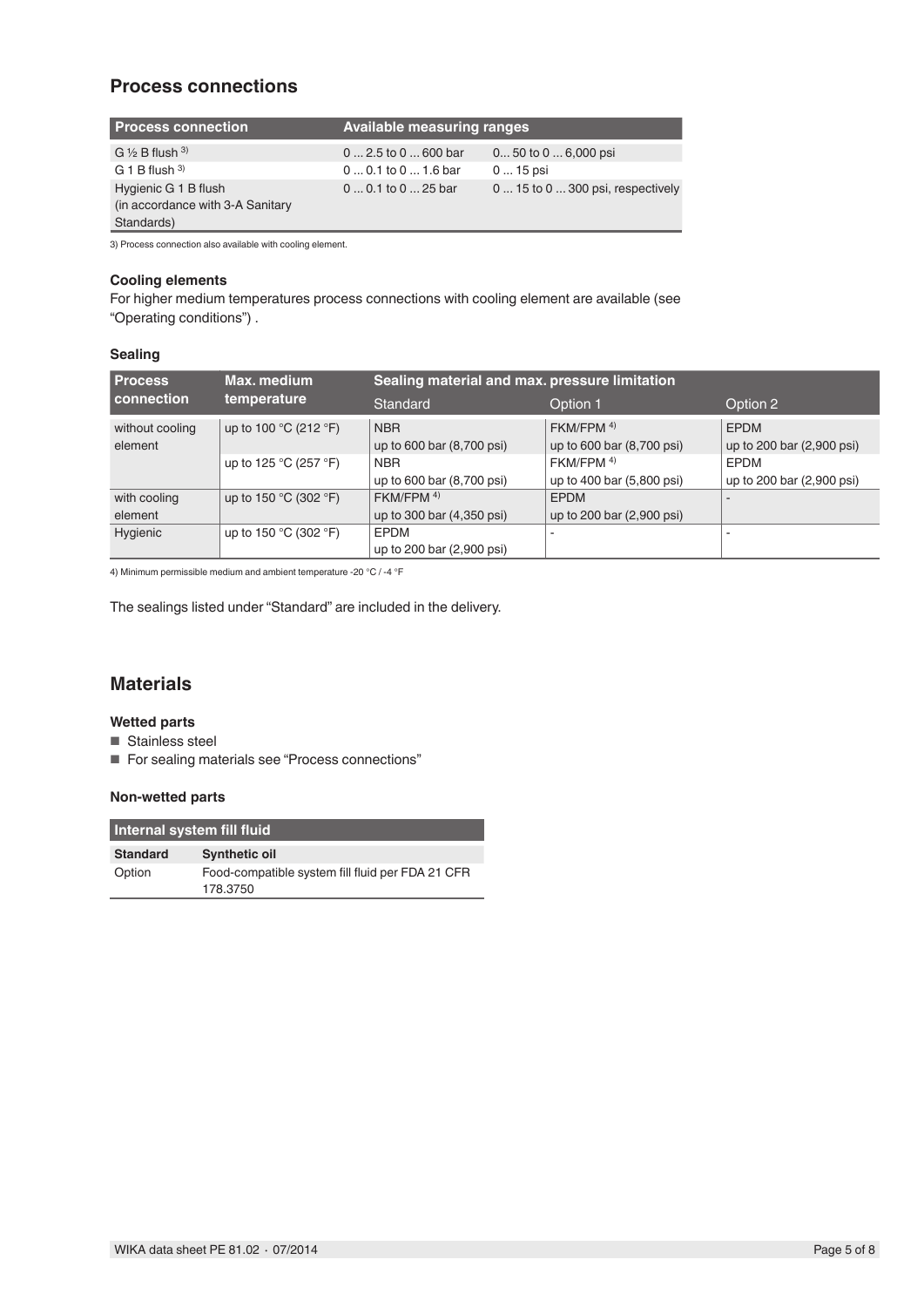## Process connections

| Process connection | Available measuring ranges | |
|---|---|---|
| G ½ B flush [3] | 0 ... 2.5 to 0 ... 600 bar | 0... 50 to 0 ... 6,000 psi |
| G 1 B flush [3] | 0 ... 0.1 to 0 ... 1.6 bar | 0 ... 15 psi |
| Hygienic G 1 B flush (in accordance with 3-A Sanitary Standards) | 0 ... 0.1 to 0 ... 25 bar | 0 ... 15 to 0 ... 300 psi, respectively |

3) Process connection also available with cooling element.

### Cooling elements

For higher medium temperatures process connections with cooling element are available (see "Operating conditions") .

### Sealing

| Process connection | Max. medium temperature | Sealing material and max. pressure limitation | | |
|---|---|---|---|---|
| | | Standard | Option 1 | Option 2 |
| without cooling element | up to 100 °C (212 °F) | NBR up to 600 bar (8,700 psi) | FKM/FPM [4] up to 600 bar (8,700 psi) | EPDM up to 200 bar (2,900 psi) |
| | up to 125 °C (257 °F) | NBR up to 600 bar (8,700 psi) | FKM/FPM [4] up to 400 bar (5,800 psi) | EPDM up to 200 bar (2,900 psi) |
| with cooling element | up to 150 °C (302 °F) | FKM/FPM [4] up to 300 bar (4,350 psi) | EPDM up to 200 bar (2,900 psi) | - |
| Hygienic | up to 150 °C (302 °F) | EPDM up to 200 bar (2,900 psi) | - | - |

4) Minimum permissible medium and ambient temperature -20 °C / -4 °F

The sealings listed under "Standard" are included in the delivery.

## Materials

### Wetted parts

- Stainless steel
- For sealing materials see "Process connections"

### Non-wetted parts

| Internal system fill fluid | |
|---|---|
| **Standard** | **Synthetic oil** |
| Option | Food-compatible system fill fluid per FDA 21 CFR 178.3750 |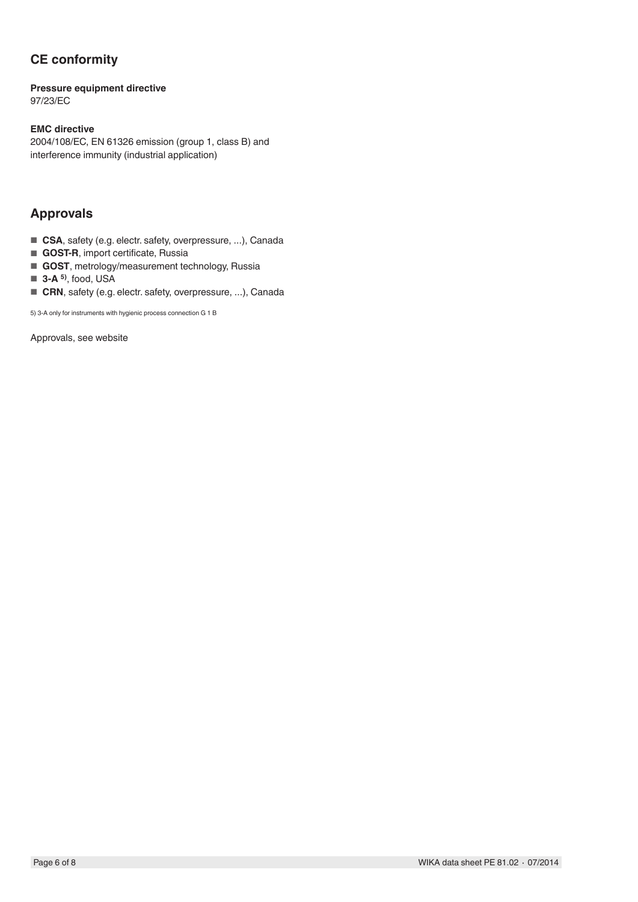## CE conformity

**Pressure equipment directive**
97/23/EC

**EMC directive**
2004/108/EC, EN 61326 emission (group 1, class B) and interference immunity (industrial application)

## Approvals

- **CSA**, safety (e.g. electr. safety, overpressure, ...), Canada
- **GOST-R**, import certificate, Russia
- **GOST**, metrology/measurement technology, Russia
- **3-A** [5)], food, USA
- **CRN**, safety (e.g. electr. safety, overpressure, ...), Canada

5) 3-A only for instruments with hygienic process connection G 1 B

Approvals, see website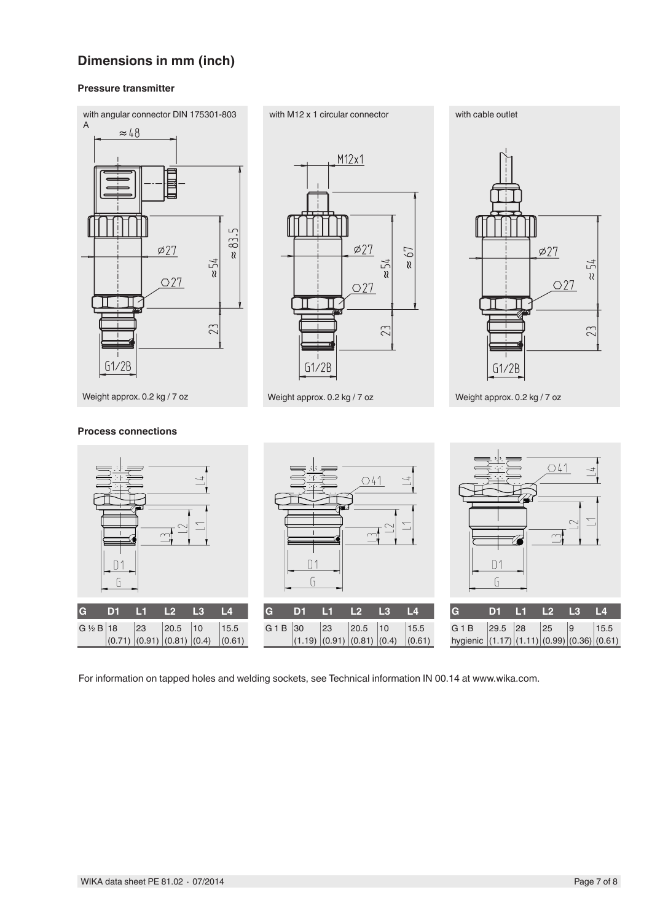## Dimensions in mm (inch)

### Pressure transmitter

with angular connector DIN 175301-803 A

Weight approx. 0.2 kg / 7 oz

with M12 x 1 circular connector

Weight approx. 0.2 kg / 7 oz

with cable outlet

Weight approx. 0.2 kg / 7 oz

### Process connections

| G | D1 | L1 | L2 | L3 | L4 |
|---|---|---|---|---|---|
| G ½ B | 18 (0.71) | 23 (0.91) | 20.5 (0.81) | 10 (0.4) | 15.5 (0.61) |

| G | D1 | L1 | L2 | L3 | L4 |
|---|---|---|---|---|---|
| G 1 B | 30 (1.19) | 23 (0.91) | 20.5 (0.81) | 10 (0.4) | 15.5 (0.61) |

| G | D1 | L1 | L2 | L3 | L4 |
|---|---|---|---|---|---|
| G 1 B hygienic | 29.5 (1.17) | 28 (1.11) | 25 (0.99) | 9 (0.36) | 15.5 (0.61) |

For information on tapped holes and welding sockets, see Technical information IN 00.14 at www.wika.com.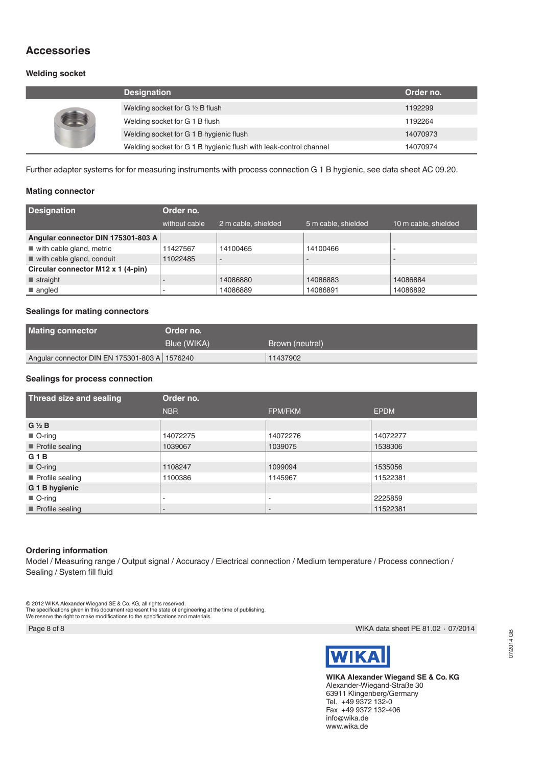## Accessories

### Welding socket

| Designation | Order no. |
|---|---|
| Welding socket for G ½ B flush | 1192299 |
| Welding socket for G 1 B flush | 1192264 |
| Welding socket for G 1 B hygienic flush | 14070973 |
| Welding socket for G 1 B hygienic flush with leak-control channel | 14070974 |

Further adapter systems for for measuring instruments with process connection G 1 B hygienic, see data sheet AC 09.20.

### Mating connector

| Designation | Order no. | | | |
|---|---|---|---|---|
| | without cable | 2 m cable, shielded | 5 m cable, shielded | 10 m cable, shielded |
| **Angular connector DIN 175301-803 A** | | | | |
| ■ with cable gland, metric | 11427567 | 14100465 | 14100466 | - |
| ■ with cable gland, conduit | 11022485 | - | - | - |
| **Circular connector M12 x 1 (4-pin)** | | | | |
| ■ straight | - | 14086880 | 14086883 | 14086884 |
| ■ angled | - | 14086889 | 14086891 | 14086892 |

### Sealings for mating connectors

| Mating connector | Order no. | |
|---|---|---|
| | Blue (WIKA) | Brown (neutral) |
| Angular connector DIN EN 175301-803 A | 1576240 | 11437902 |

### Sealings for process connection

| Thread size and sealing | Order no. | | |
|---|---|---|---|
| | NBR | FPM/FKM | EPDM |
| **G ½ B** | | | |
| ■ O-ring | 14072275 | 14072276 | 14072277 |
| ■ Profile sealing | 1039067 | 1039075 | 1538306 |
| **G 1 B** | | | |
| ■ O-ring | 1108247 | 1099094 | 1535056 |
| ■ Profile sealing | 1100386 | 1145967 | 11522381 |
| **G 1 B hygienic** | | | |
| ■ O-ring | - | - | 2225859 |
| ■ Profile sealing | - | - | 11522381 |

### Ordering information

Model / Measuring range / Output signal / Accuracy / Electrical connection / Medium temperature / Process connection / Sealing / System fill fluid

© 2012 WIKA Alexander Wiegand SE & Co. KG, all rights reserved.
The specifications given in this document represent the state of engineering at the time of publishing.
We reserve the right to make modifications to the specifications and materials.

WIKA data sheet PE 81.02 · 07/2014

**WIKA Alexander Wiegand SE & Co. KG**
Alexander-Wiegand-Straße 30
63911 Klingenberg/Germany
Tel. +49 9372 132-0
Fax +49 9372 132-406
info@wika.de
www.wika.de

07/2014 GB